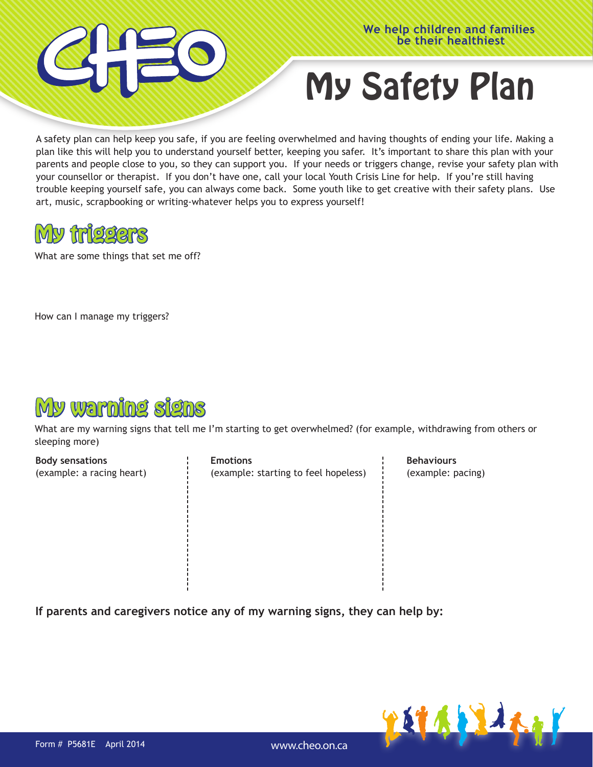# My Safety Plan

We help children and families be their healthiest

A safety plan can help keep you safe, if you are feeling overwhelmed and having thoughts of ending your life. Making a plan like this will help you to understand yourself better, keeping you safer. It's important to share this plan with your parents and people close to you, so they can support you. If your needs or triggers change, revise your safety plan with your counsellor or therapist. If you don't have one, call your local Youth Crisis Line for help. If you're still having trouble keeping yourself safe, you can always come back. Some youth like to get creative with their safety plans. Use art, music, scrapbooking or writing-whatever helps you to express yourself!

## My triggers

What are some things that set me off?

How can I manage my triggers?

## My warning signs

What are my warning signs that tell me I'm starting to get overwhelmed? (for example, withdrawing from others or sleeping more)

| **Body sensations** (example: a racing heart) | **Emotions** (example: starting to feel hopeless) | **Behaviours** (example: pacing) |
| --- | --- | --- |
| | | |

**If parents and caregivers notice any of my warning signs, they can help by:**

Form # P5681E April 2014

www.cheo.on.ca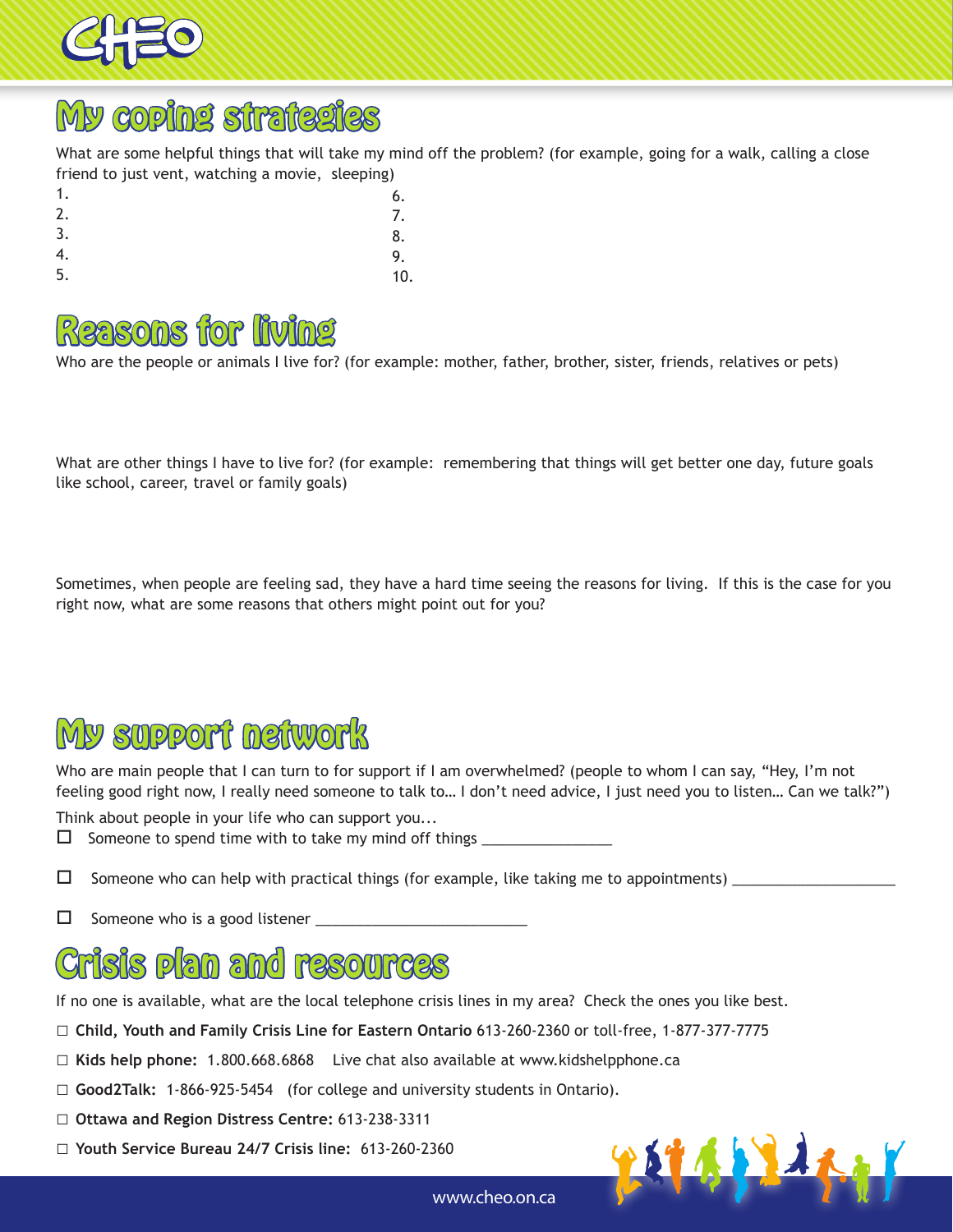## My coping strategies

What are some helpful things that will take my mind off the problem? (for example, going for a walk, calling a close friend to just vent, watching a movie, sleeping)

1.
2.
3.
4.
5.
6.
7.
8.
9.
10.

## Reasons for living

Who are the people or animals I live for? (for example: mother, father, brother, sister, friends, relatives or pets)

What are other things I have to live for? (for example: remembering that things will get better one day, future goals like school, career, travel or family goals)

Sometimes, when people are feeling sad, they have a hard time seeing the reasons for living. If this is the case for you right now, what are some reasons that others might point out for you?

## My support network

Who are main people that I can turn to for support if I am overwhelmed? (people to whom I can say, "Hey, I'm not feeling good right now, I really need someone to talk to… I don't need advice, I just need you to listen… Can we talk?")

Think about people in your life who can support you...

- ☐ Someone to spend time with to take my mind off things ________________
- ☐ Someone who can help with practical things (for example, like taking me to appointments) ____________________
- ☐ Someone who is a good listener __________________________

## Crisis plan and resources

If no one is available, what are the local telephone crisis lines in my area? Check the ones you like best.

- ☐ **Child, Youth and Family Crisis Line for Eastern Ontario** 613-260-2360 or toll-free, 1-877-377-7775
- ☐ **Kids help phone:** 1.800.668.6868 Live chat also available at www.kidshelpphone.ca
- ☐ **Good2Talk:** 1-866-925-5454 (for college and university students in Ontario).
- ☐ **Ottawa and Region Distress Centre:** 613-238-3311
- ☐ **Youth Service Bureau 24/7 Crisis line:** 613-260-2360